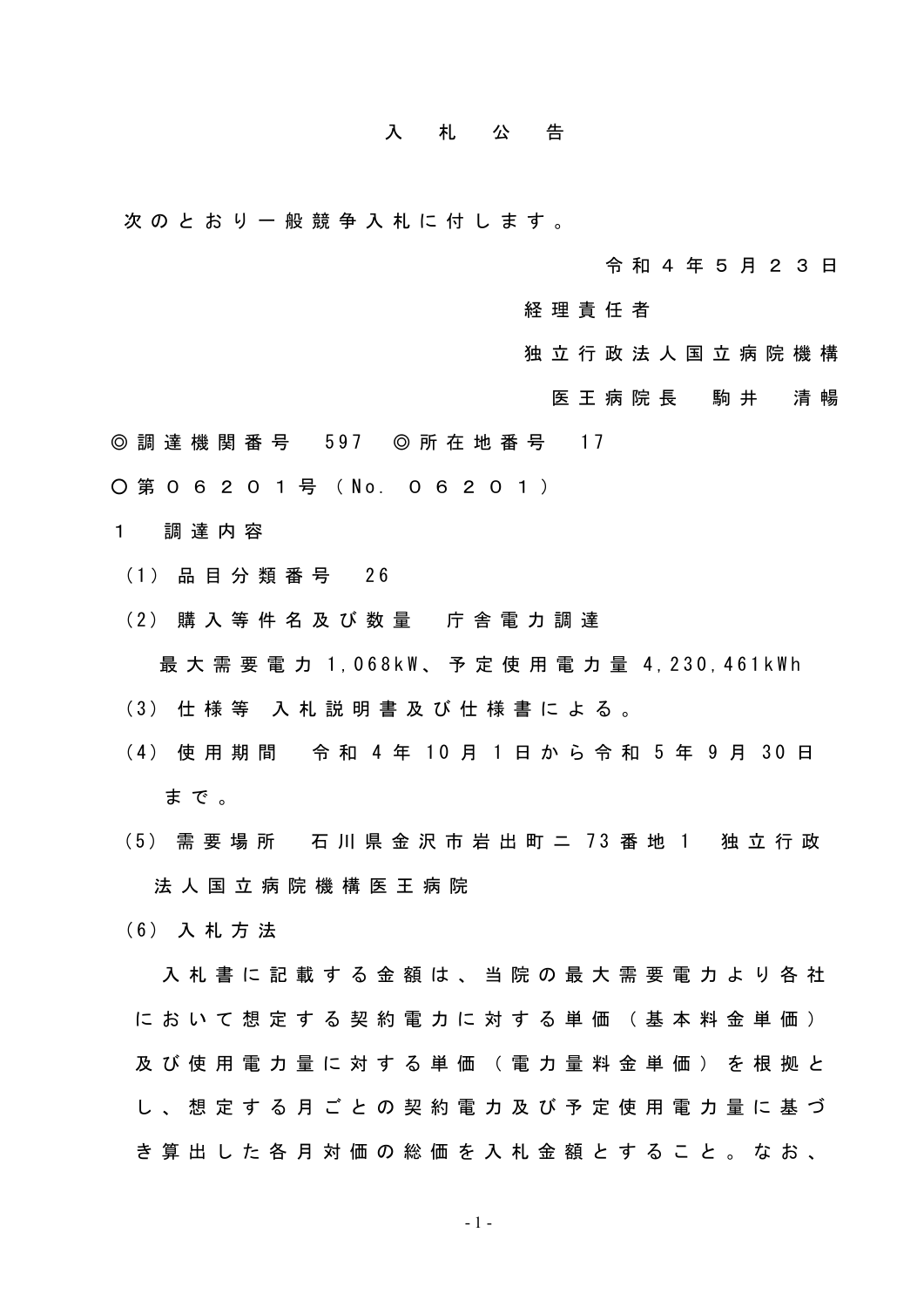# 入　札　公　告

次のとおり一般競争入札に付します。

令和４年５月２３日

経理責任者

独立行政法人国立病院機構

医王病院長　駒井　清暢

◎調達機関番号　597　◎所在地番号　17

○第０６２０１号（No.　０６２０１）

１　調達内容

（1）品目分類番号　26

（2）購入等件名及び数量　庁舎電力調達

最大需要電力 1,068kW、予定使用電力量 4,230,461kWh

（3）仕様等　入札説明書及び仕様書による。

（4）使用期間　令和 4 年 10 月 1 日から令和 5 年 9 月 30 日まで。

（5）需要場所　石川県金沢市岩出町ニ 73 番地 1　独立行政法人国立病院機構医王病院

（6）入札方法

入札書に記載する金額は、当院の最大需要電力より各社において想定する契約電力に対する単価（基本料金単価）及び使用電力量に対する単価（電力量料金単価）を根拠とし、想定する月ごとの契約電力及び予定使用電力量に基づき算出した各月対価の総価を入札金額とすること。なお、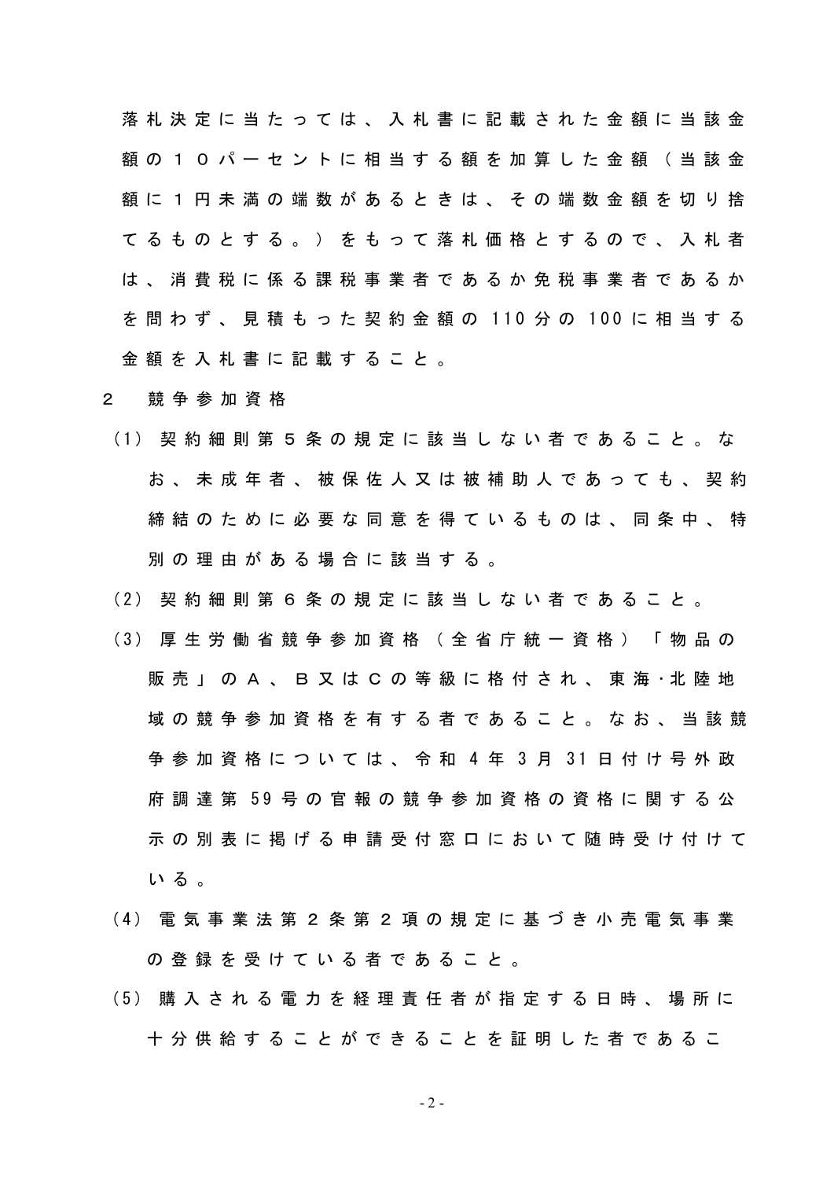落札決定に当たっては、入札書に記載された金額に当該金額の１０パーセントに相当する額を加算した金額（当該金額に１円未満の端数があるときは、その端数金額を切り捨てるものとする。）をもって落札価格とするので、入札者は、消費税に係る課税事業者であるか免税事業者であるかを問わず、見積もった契約金額の 110 分の 100 に相当する金額を入札書に記載すること。

２　競争参加資格

(1) 契約細則第５条の規定に該当しない者であること。なお、未成年者、被保佐人又は被補助人であっても、契約締結のために必要な同意を得ているものは、同条中、特別の理由がある場合に該当する。

(2) 契約細則第６条の規定に該当しない者であること。

(3) 厚生労働省競争参加資格（全省庁統一資格）「物品の販売」のＡ、Ｂ又はＣの等級に格付され、東海･北陸地域の競争参加資格を有する者であること。なお、当該競争参加資格については、令和 4 年 3 月 31 日付け号外政府調達第 59 号の官報の競争参加資格の資格に関する公示の別表に掲げる申請受付窓口において随時受け付けている。

(4) 電気事業法第２条第２項の規定に基づき小売電気事業の登録を受けている者であること。

(5) 購入される電力を経理責任者が指定する日時、場所に十分供給することができることを証明した者であるこ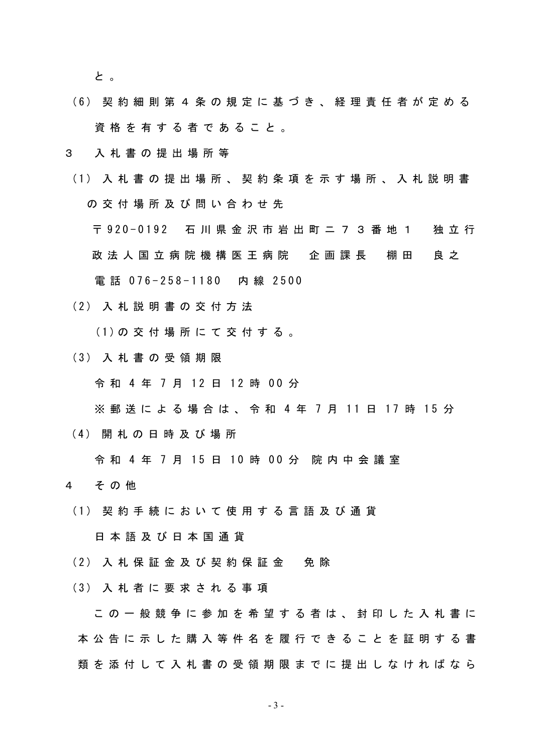と。

(6) 契約細則第４条の規定に基づき、経理責任者が定める資格を有する者であること。

３　入札書の提出場所等

(1) 入札書の提出場所、契約条項を示す場所、入札説明書の交付場所及び問い合わせ先

〒920-0192　石川県金沢市岩出町ニ７３番地１　独立行政法人国立病院機構医王病院　企画課長　棚田　良之

電話 076-258-1180　内線 2500

(2) 入札説明書の交付方法

(1)の交付場所にて交付する。

(3) 入札書の受領期限

令和 4 年 7 月 12 日 12 時 00 分

※郵送による場合は、令和 4 年 7 月 11 日 17 時 15 分

(4) 開札の日時及び場所

令和 4 年 7 月 15 日 10 時 00 分 院内中会議室

４　その他

(1) 契約手続において使用する言語及び通貨

日本語及び日本国通貨

(2) 入札保証金及び契約保証金　免除

(3) 入札者に要求される事項

この一般競争に参加を希望する者は、封印した入札書に本公告に示した購入等件名を履行できることを証明する書類を添付して入札書の受領期限までに提出しなければなら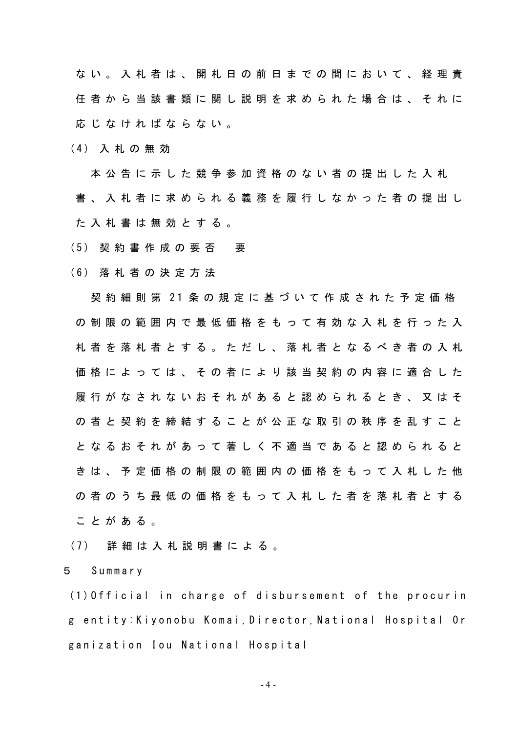ない。入札者は、開札日の前日までの間において、経理責任者から当該書類に関し説明を求められた場合は、それに応じなければならない。

(4) 入札の無効

本公告に示した競争参加資格のない者の提出した入札書、入札者に求められる義務を履行しなかった者の提出した入札書は無効とする。

(5) 契約書作成の要否　要

(6) 落札者の決定方法

契約細則第 21 条の規定に基づいて作成された予定価格の制限の範囲内で最低価格をもって有効な入札を行った入札者を落札者とする。ただし、落札者となるべき者の入札価格によっては、その者により該当契約の内容に適合した履行がなされないおそれがあると認められるとき、又はその者と契約を締結することが公正な取引の秩序を乱すこととなるおそれがあって著しく不適当であると認められるときは、予定価格の制限の範囲内の価格をもって入札した他の者のうち最低の価格をもって入札した者を落札者とすることがある。

(7) 詳細は入札説明書による。

5　Summary

(1) Official in charge of disbursement of the procuring entity:Kiyonobu Komai,Director,National Hospital Organization Iou National Hospital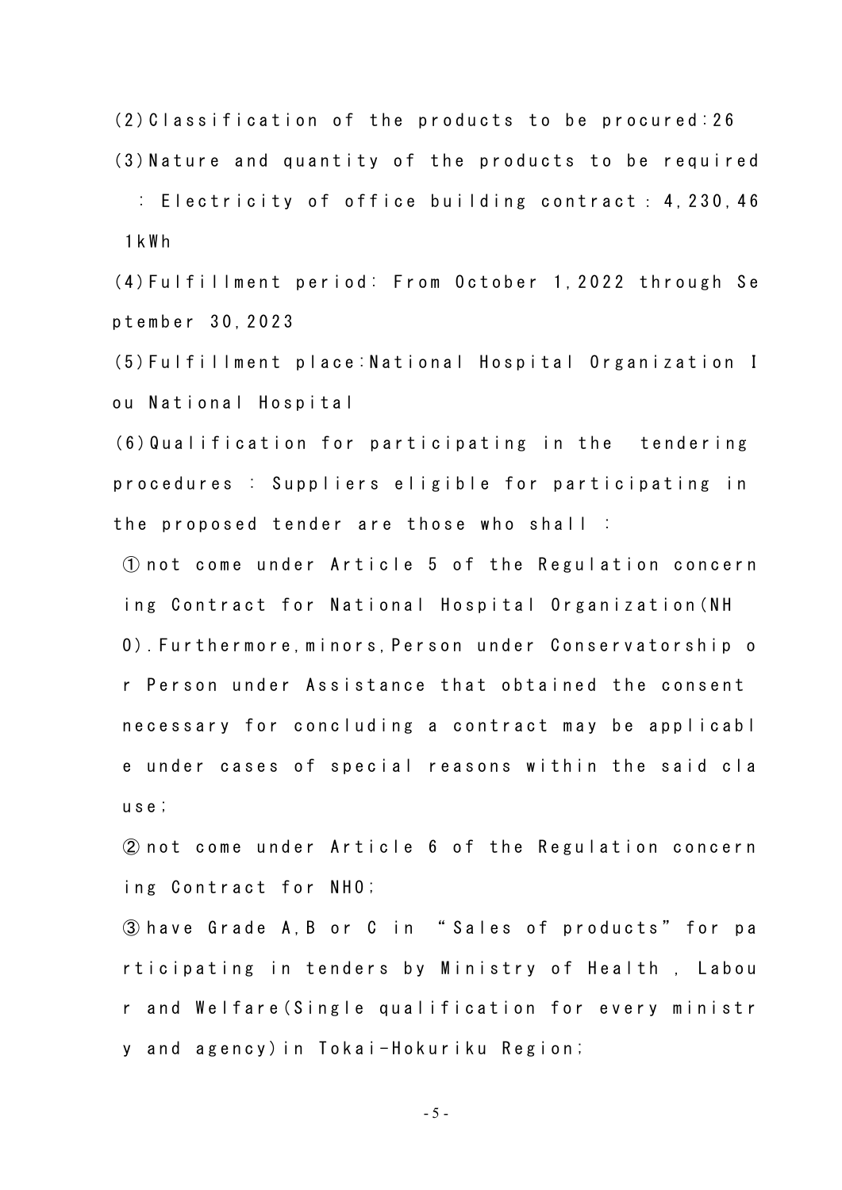(2)Classification of the products to be procured:26

(3)Nature and quantity of the products to be required : Electricity of office building contract : 4,230,461kWh

(4)Fulfillment period: From October 1,2022 through September 30,2023

(5)Fulfillment place:National Hospital Organization Iou National Hospital

(6)Qualification for participating in the tendering procedures : Suppliers eligible for participating in the proposed tender are those who shall :

① not come under Article 5 of the Regulation concerning Contract for National Hospital Organization(NHO).Furthermore,minors,Person under Conservatorship or Person under Assistance that obtained the consent necessary for concluding a contract may be applicable under cases of special reasons within the said clause;

② not come under Article 6 of the Regulation concerning Contract for NHO;

③ have Grade A,B or C in "Sales of products" for participating in tenders by Ministry of Health , Labour and Welfare(Single qualification for every ministry and agency)in Tokai-Hokuriku Region;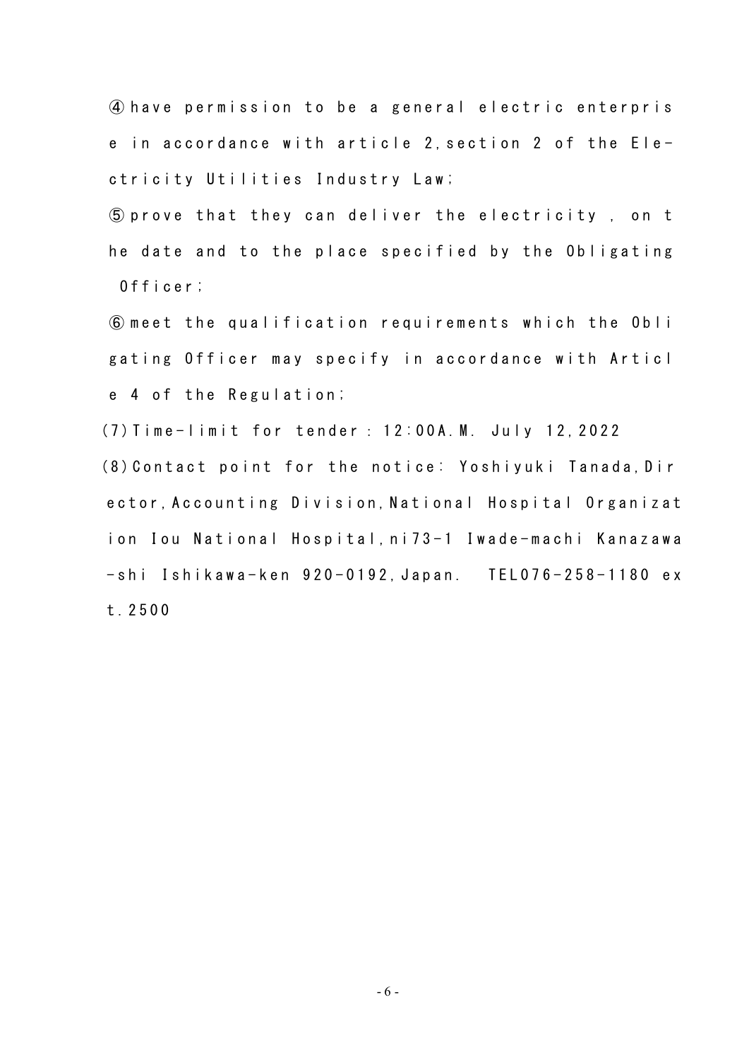④ have permission to be a general electric enterprise in accordance with article 2, section 2 of the Electricity Utilities Industry Law;

⑤ prove that they can deliver the electricity , on the date and to the place specified by the Obligating Officer;

⑥ meet the qualification requirements which the Obligating Officer may specify in accordance with Article 4 of the Regulation;

(7) Time-limit for tender : 12:00A.M. July 12, 2022

(8) Contact point for the notice: Yoshiyuki Tanada, Director, Accounting Division, National Hospital Organization Iou National Hospital, ni73-1 Iwade-machi Kanazawa-shi Ishikawa-ken 920-0192, Japan. TEL076-258-1180 ext.2500